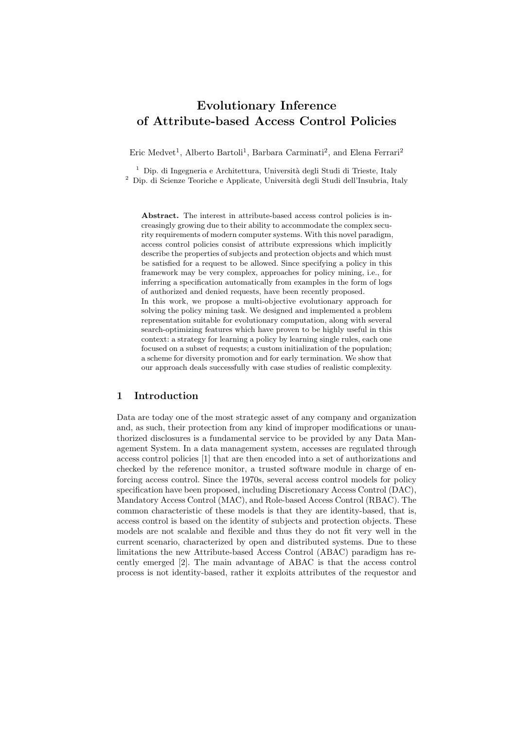# Evolutionary Inference of Attribute-based Access Control Policies

Eric Medvet[1], Alberto Bartoli[1], Barbara Carminati[2], and Elena Ferrari[2]

[1] Dip. di Ingegneria e Architettura, Università degli Studi di Trieste, Italy
[2] Dip. di Scienze Teoriche e Applicate, Università degli Studi dell'Insubria, Italy

**Abstract.** The interest in attribute-based access control policies is increasingly growing due to their ability to accommodate the complex security requirements of modern computer systems. With this novel paradigm, access control policies consist of attribute expressions which implicitly describe the properties of subjects and protection objects and which must be satisfied for a request to be allowed. Since specifying a policy in this framework may be very complex, approaches for policy mining, i.e., for inferring a specification automatically from examples in the form of logs of authorized and denied requests, have been recently proposed.
In this work, we propose a multi-objective evolutionary approach for solving the policy mining task. We designed and implemented a problem representation suitable for evolutionary computation, along with several search-optimizing features which have proven to be highly useful in this context: a strategy for learning a policy by learning single rules, each one focused on a subset of requests; a custom initialization of the population; a scheme for diversity promotion and for early termination. We show that our approach deals successfully with case studies of realistic complexity.

## 1 Introduction

Data are today one of the most strategic asset of any company and organization and, as such, their protection from any kind of improper modifications or unauthorized disclosures is a fundamental service to be provided by any Data Management System. In a data management system, accesses are regulated through access control policies [1] that are then encoded into a set of authorizations and checked by the reference monitor, a trusted software module in charge of enforcing access control. Since the 1970s, several access control models for policy specification have been proposed, including Discretionary Access Control (DAC), Mandatory Access Control (MAC), and Role-based Access Control (RBAC). The common characteristic of these models is that they are identity-based, that is, access control is based on the identity of subjects and protection objects. These models are not scalable and flexible and thus they do not fit very well in the current scenario, characterized by open and distributed systems. Due to these limitations the new Attribute-based Access Control (ABAC) paradigm has recently emerged [2]. The main advantage of ABAC is that the access control process is not identity-based, rather it exploits attributes of the requestor and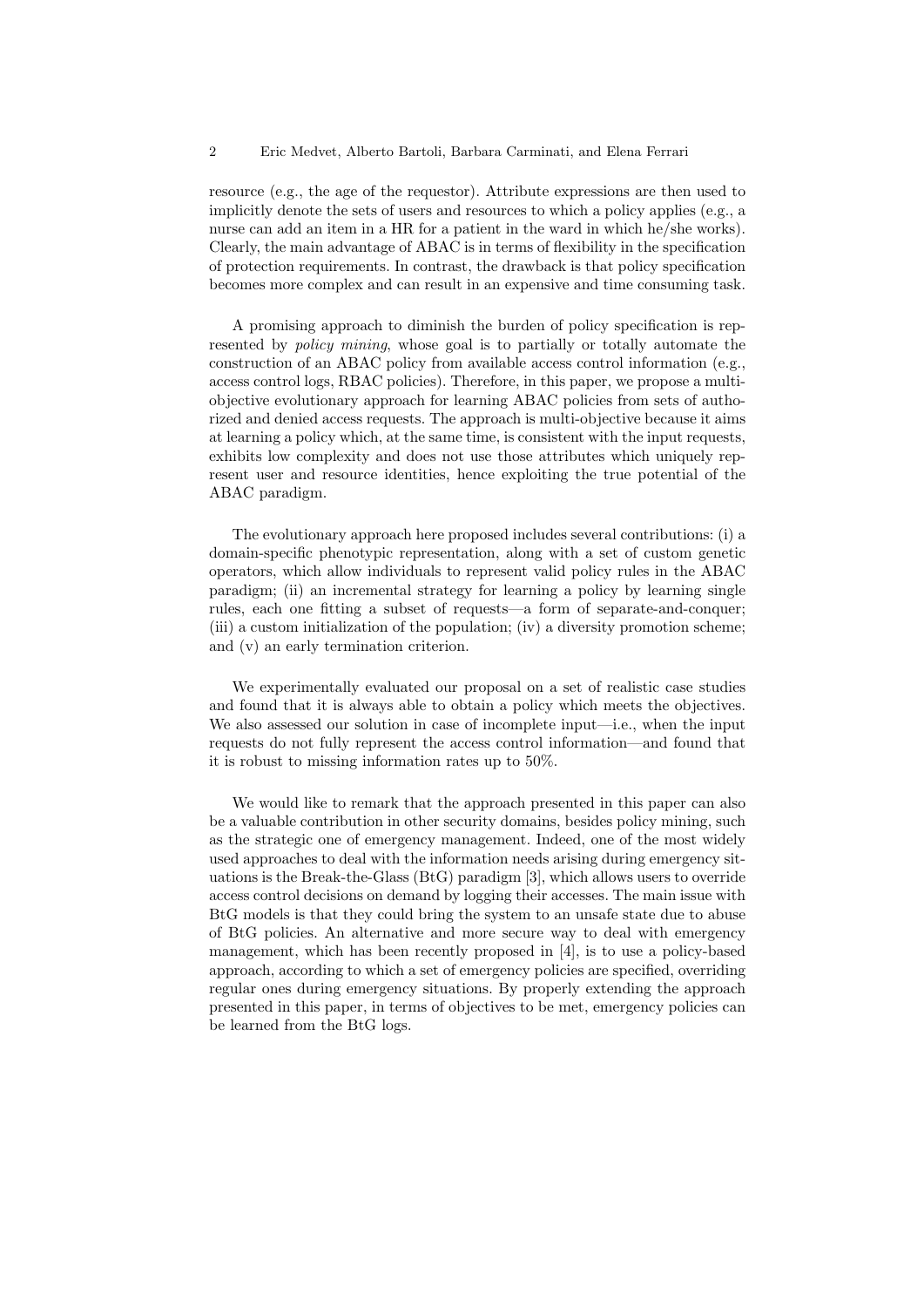resource (e.g., the age of the requestor). Attribute expressions are then used to implicitly denote the sets of users and resources to which a policy applies (e.g., a nurse can add an item in a HR for a patient in the ward in which he/she works). Clearly, the main advantage of ABAC is in terms of flexibility in the specification of protection requirements. In contrast, the drawback is that policy specification becomes more complex and can result in an expensive and time consuming task.

A promising approach to diminish the burden of policy specification is represented by *policy mining*, whose goal is to partially or totally automate the construction of an ABAC policy from available access control information (e.g., access control logs, RBAC policies). Therefore, in this paper, we propose a multi-objective evolutionary approach for learning ABAC policies from sets of authorized and denied access requests. The approach is multi-objective because it aims at learning a policy which, at the same time, is consistent with the input requests, exhibits low complexity and does not use those attributes which uniquely represent user and resource identities, hence exploiting the true potential of the ABAC paradigm.

The evolutionary approach here proposed includes several contributions: (i) a domain-specific phenotypic representation, along with a set of custom genetic operators, which allow individuals to represent valid policy rules in the ABAC paradigm; (ii) an incremental strategy for learning a policy by learning single rules, each one fitting a subset of requests—a form of separate-and-conquer; (iii) a custom initialization of the population; (iv) a diversity promotion scheme; and (v) an early termination criterion.

We experimentally evaluated our proposal on a set of realistic case studies and found that it is always able to obtain a policy which meets the objectives. We also assessed our solution in case of incomplete input—i.e., when the input requests do not fully represent the access control information—and found that it is robust to missing information rates up to 50%.

We would like to remark that the approach presented in this paper can also be a valuable contribution in other security domains, besides policy mining, such as the strategic one of emergency management. Indeed, one of the most widely used approaches to deal with the information needs arising during emergency situations is the Break-the-Glass (BtG) paradigm [3], which allows users to override access control decisions on demand by logging their accesses. The main issue with BtG models is that they could bring the system to an unsafe state due to abuse of BtG policies. An alternative and more secure way to deal with emergency management, which has been recently proposed in [4], is to use a policy-based approach, according to which a set of emergency policies are specified, overriding regular ones during emergency situations. By properly extending the approach presented in this paper, in terms of objectives to be met, emergency policies can be learned from the BtG logs.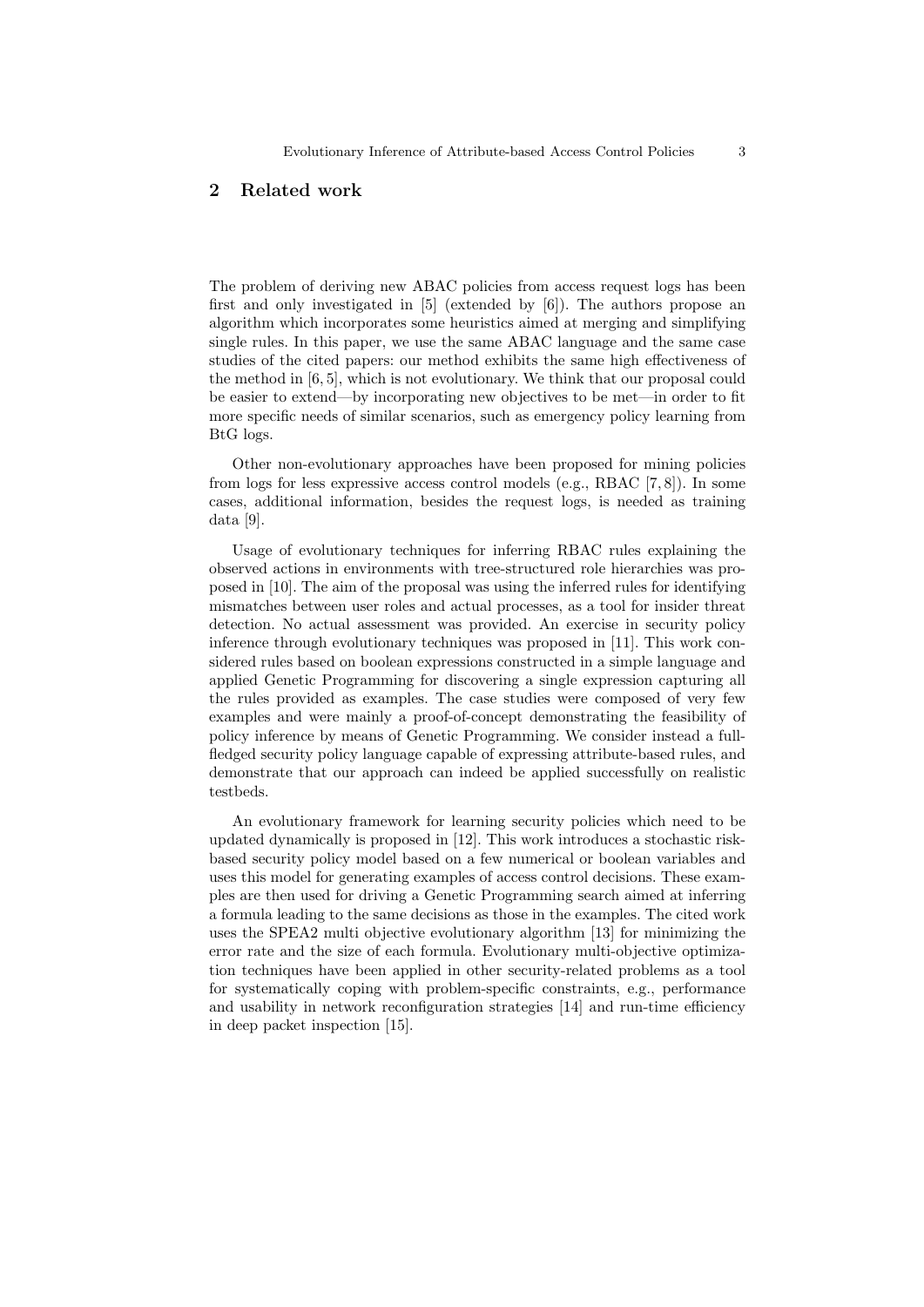## 2 Related work

The problem of deriving new ABAC policies from access request logs has been first and only investigated in [5] (extended by [6]). The authors propose an algorithm which incorporates some heuristics aimed at merging and simplifying single rules. In this paper, we use the same ABAC language and the same case studies of the cited papers: our method exhibits the same high effectiveness of the method in [6, 5], which is not evolutionary. We think that our proposal could be easier to extend—by incorporating new objectives to be met—in order to fit more specific needs of similar scenarios, such as emergency policy learning from BtG logs.

Other non-evolutionary approaches have been proposed for mining policies from logs for less expressive access control models (e.g., RBAC [7, 8]). In some cases, additional information, besides the request logs, is needed as training data [9].

Usage of evolutionary techniques for inferring RBAC rules explaining the observed actions in environments with tree-structured role hierarchies was proposed in [10]. The aim of the proposal was using the inferred rules for identifying mismatches between user roles and actual processes, as a tool for insider threat detection. No actual assessment was provided. An exercise in security policy inference through evolutionary techniques was proposed in [11]. This work considered rules based on boolean expressions constructed in a simple language and applied Genetic Programming for discovering a single expression capturing all the rules provided as examples. The case studies were composed of very few examples and were mainly a proof-of-concept demonstrating the feasibility of policy inference by means of Genetic Programming. We consider instead a full-fledged security policy language capable of expressing attribute-based rules, and demonstrate that our approach can indeed be applied successfully on realistic testbeds.

An evolutionary framework for learning security policies which need to be updated dynamically is proposed in [12]. This work introduces a stochastic risk-based security policy model based on a few numerical or boolean variables and uses this model for generating examples of access control decisions. These examples are then used for driving a Genetic Programming search aimed at inferring a formula leading to the same decisions as those in the examples. The cited work uses the SPEA2 multi objective evolutionary algorithm [13] for minimizing the error rate and the size of each formula. Evolutionary multi-objective optimization techniques have been applied in other security-related problems as a tool for systematically coping with problem-specific constraints, e.g., performance and usability in network reconfiguration strategies [14] and run-time efficiency in deep packet inspection [15].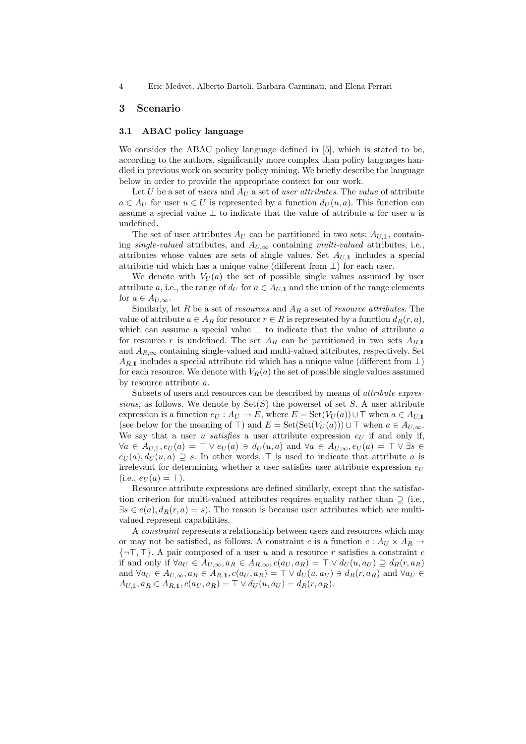## 3 Scenario

### 3.1 ABAC policy language

We consider the ABAC policy language defined in [5], which is stated to be, according to the authors, significantly more complex than policy languages handled in previous work on security policy mining. We briefly describe the language below in order to provide the appropriate context for our work.

Let $U$ be a set of *users* and $A_U$ a set of *user attributes*. The *value* of attribute $a \in A_U$ for user $u \in U$ is represented by a function $d_U(u, a)$. This function can assume a special value $\perp$ to indicate that the value of attribute $a$ for user $u$ is undefined.

The set of user attributes $A_U$ can be partitioned in two sets: $A_{U,\mathbb{1}}$, containing *single-valued* attributes, and $A_{U,\infty}$ containing *multi-valued* attributes, i.e., attributes whose values are sets of single values. Set $A_{U,\mathbb{1}}$ includes a special attribute uid which has a unique value (different from $\perp$) for each user.

We denote with $V_U(a)$ the set of possible single values assumed by user attribute $a$, i.e., the range of $d_U$ for $a \in A_{U,\mathbb{1}}$ and the union of the range elements for $a \in A_{U,\infty}$.

Similarly, let $R$ be a set of *resources* and $A_R$ a set of *resource attributes*. The value of attribute $a \in A_R$ for resource $r \in R$ is represented by a function $d_R(r, a)$, which can assume a special value $\perp$ to indicate that the value of attribute $a$ for resource $r$ is undefined. The set $A_R$ can be partitioned in two sets $A_{R,\mathbb{1}}$ and $A_{R,\infty}$ containing single-valued and multi-valued attributes, respectively. Set $A_{R,\mathbb{1}}$ includes a special attribute rid which has a unique value (different from $\perp$) for each resource. We denote with $V_R(a)$ the set of possible single values assumed by resource attribute $a$.

Subsets of users and resources can be described by means of *attribute expressions*, as follows. We denote by $\mathrm{Set}(S)$ the powerset of set $S$. A user attribute expression is a function $e_U : A_U \to E$, where $E = \mathrm{Set}(V_U(a)) \cup \top$ when $a \in A_{U,\mathbb{1}}$ (see below for the meaning of $\top$) and $E = \mathrm{Set}(\mathrm{Set}(V_U(a))) \cup \top$ when $a \in A_{U,\infty}$. We say that a user $u$ *satisfies* a user attribute expression $e_U$ if and only if, $\forall a \in A_{U,\mathbb{1}}, e_U(a) = \top \vee e_U(a) \ni d_U(u, a)$ and $\forall a \in A_{U,\infty}, e_U(a) = \top \vee \exists s \in e_U(a), d_U(u, a) \supseteq s$. In other words, $\top$ is used to indicate that attribute $a$ is irrelevant for determining whether a user satisfies user attribute expression $e_U$ (i.e., $e_U(a) = \top$).

Resource attribute expressions are defined similarly, except that the satisfaction criterion for multi-valued attributes requires equality rather than $\supseteq$ (i.e., $\exists s \in e(a), d_R(r, a) = s$). The reason is because user attributes which are multi-valued represent capabilities.

A *constraint* represents a relationship between users and resources which may or may not be satisfied, as follows. A constraint $c$ is a function $c : A_U \times A_R \to \{\neg\top, \top\}$. A pair composed of a user $u$ and a resource $r$ satisfies a constraint $c$ if and only if $\forall a_U \in A_{U,\infty}, a_R \in A_{R,\infty}, c(a_U, a_R) = \top \vee d_U(u, a_U) \supseteq d_R(r, a_R)$ and $\forall a_U \in A_{U,\infty}, a_R \in A_{R,\mathbb{1}}, c(a_U, a_R) = \top \vee d_U(u, a_U) \ni d_R(r, a_R)$ and $\forall a_U \in A_{U,\mathbb{1}}, a_R \in A_{R,\mathbb{1}}, c(a_U, a_R) = \top \vee d_U(u, a_U) = d_R(r, a_R)$.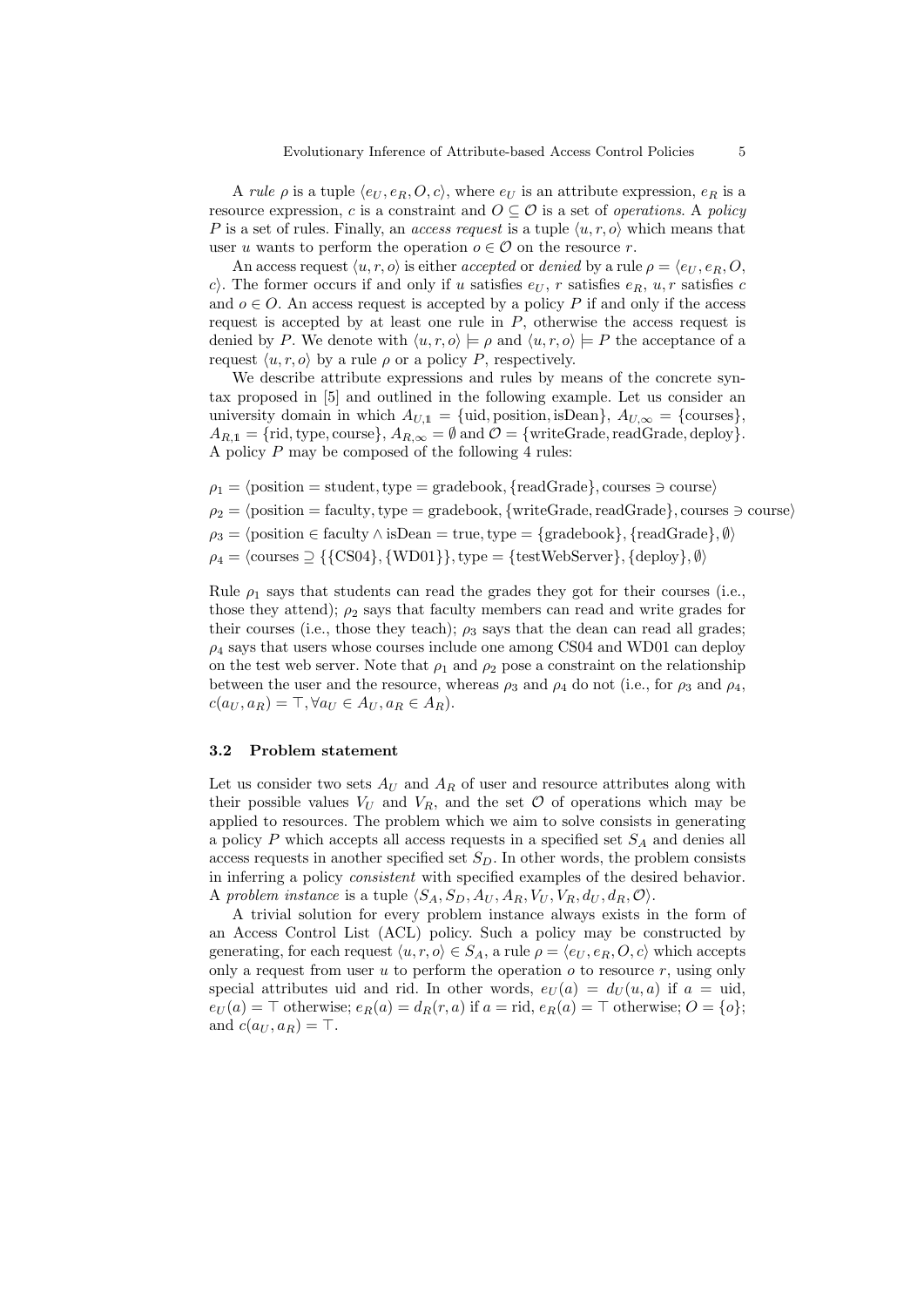A *rule* $\rho$ is a tuple $\langle e_U, e_R, O, c\rangle$, where $e_U$ is an attribute expression, $e_R$ is a resource expression, $c$ is a constraint and $O \subseteq \mathcal{O}$ is a set of *operations*. A *policy* $P$ is a set of rules. Finally, an *access request* is a tuple $\langle u, r, o\rangle$ which means that user $u$ wants to perform the operation $o \in \mathcal{O}$ on the resource $r$.

An access request $\langle u, r, o\rangle$ is either *accepted* or *denied* by a rule $\rho = \langle e_U, e_R, O, c\rangle$. The former occurs if and only if $u$ satisfies $e_U$, $r$ satisfies $e_R$, $u, r$ satisfies $c$ and $o \in O$. An access request is accepted by a policy $P$ if and only if the access request is accepted by at least one rule in $P$, otherwise the access request is denied by $P$. We denote with $\langle u, r, o\rangle \models \rho$ and $\langle u, r, o\rangle \models P$ the acceptance of a request $\langle u, r, o\rangle$ by a rule $\rho$ or a policy $P$, respectively.

We describe attribute expressions and rules by means of the concrete syntax proposed in [5] and outlined in the following example. Let us consider an university domain in which $A_{U,\mathbb{1}} = \{\text{uid}, \text{position}, \text{isDean}\}$, $A_{U,\infty} = \{\text{courses}\}$, $A_{R,\mathbb{1}} = \{\text{rid}, \text{type}, \text{course}\}$, $A_{R,\infty} = \emptyset$ and $\mathcal{O} = \{\text{writeGrade}, \text{readGrade}, \text{deploy}\}$. A policy $P$ may be composed of the following 4 rules:

$$\rho_1 = \langle \text{position} = \text{student}, \text{type} = \text{gradebook}, \{\text{readGrade}\}, \text{courses} \ni \text{course}\rangle$$

$$\rho_2 = \langle \text{position} = \text{faculty}, \text{type} = \text{gradebook}, \{\text{writeGrade}, \text{readGrade}\}, \text{courses} \ni \text{course}\rangle$$

$$\rho_3 = \langle \text{position} \in \text{faculty} \wedge \text{isDean} = \text{true}, \text{type} = \{\text{gradebook}\}, \{\text{readGrade}\}, \emptyset\rangle$$

$$\rho_4 = \langle \text{courses} \supseteq \{\{\text{CS04}\}, \{\text{WD01}\}\}, \text{type} = \{\text{testWebServer}\}, \{\text{deploy}\}, \emptyset\rangle$$

Rule $\rho_1$ says that students can read the grades they got for their courses (i.e., those they attend); $\rho_2$ says that faculty members can read and write grades for their courses (i.e., those they teach); $\rho_3$ says that the dean can read all grades; $\rho_4$ says that users whose courses include one among CS04 and WD01 can deploy on the test web server. Note that $\rho_1$ and $\rho_2$ pose a constraint on the relationship between the user and the resource, whereas $\rho_3$ and $\rho_4$ do not (i.e., for $\rho_3$ and $\rho_4$, $c(a_U, a_R) = \top, \forall a_U \in A_U, a_R \in A_R$).

### 3.2 Problem statement

Let us consider two sets $A_U$ and $A_R$ of user and resource attributes along with their possible values $V_U$ and $V_R$, and the set $\mathcal{O}$ of operations which may be applied to resources. The problem which we aim to solve consists in generating a policy $P$ which accepts all access requests in a specified set $S_A$ and denies all access requests in another specified set $S_D$. In other words, the problem consists in inferring a policy *consistent* with specified examples of the desired behavior. A *problem instance* is a tuple $\langle S_A, S_D, A_U, A_R, V_U, V_R, d_U, d_R, \mathcal{O}\rangle$.

A trivial solution for every problem instance always exists in the form of an Access Control List (ACL) policy. Such a policy may be constructed by generating, for each request $\langle u, r, o\rangle \in S_A$, a rule $\rho = \langle e_U, e_R, O, c\rangle$ which accepts only a request from user $u$ to perform the operation $o$ to resource $r$, using only special attributes uid and rid. In other words, $e_U(a) = d_U(u, a)$ if $a = \text{uid}$, $e_U(a) = \top$ otherwise; $e_R(a) = d_R(r, a)$ if $a = \text{rid}$, $e_R(a) = \top$ otherwise; $O = \{o\}$; and $c(a_U, a_R) = \top$.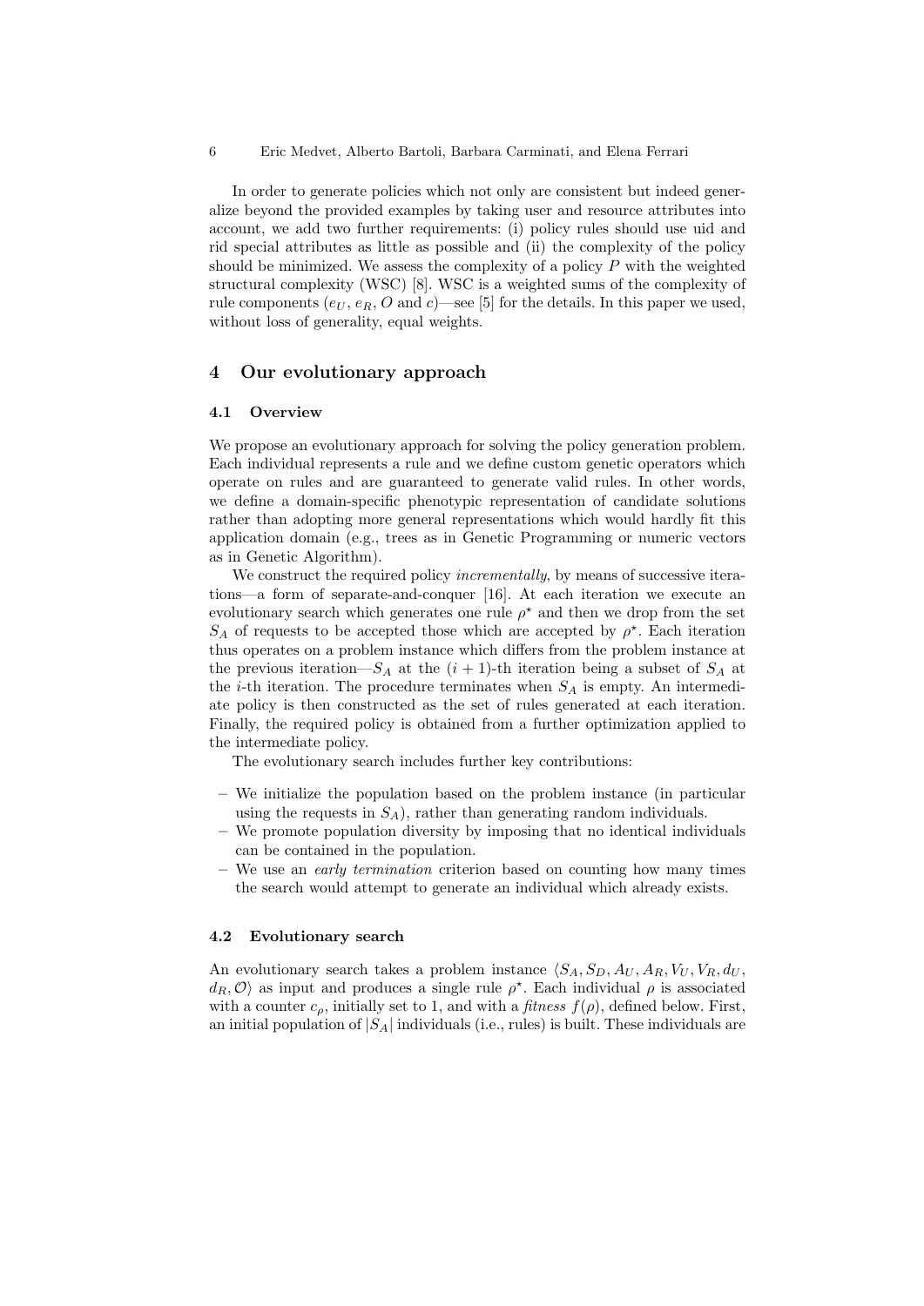In order to generate policies which not only are consistent but indeed generalize beyond the provided examples by taking user and resource attributes into account, we add two further requirements: (i) policy rules should use uid and rid special attributes as little as possible and (ii) the complexity of the policy should be minimized. We assess the complexity of a policy $P$ with the weighted structural complexity (WSC) [8]. WSC is a weighted sums of the complexity of rule components ($e_U$, $e_R$, $O$ and $c$)—see [5] for the details. In this paper we used, without loss of generality, equal weights.

## 4 Our evolutionary approach

### 4.1 Overview

We propose an evolutionary approach for solving the policy generation problem. Each individual represents a rule and we define custom genetic operators which operate on rules and are guaranteed to generate valid rules. In other words, we define a domain-specific phenotypic representation of candidate solutions rather than adopting more general representations which would hardly fit this application domain (e.g., trees as in Genetic Programming or numeric vectors as in Genetic Algorithm).

We construct the required policy *incrementally*, by means of successive iterations—a form of separate-and-conquer [16]. At each iteration we execute an evolutionary search which generates one rule $\rho^\star$ and then we drop from the set $S_A$ of requests to be accepted those which are accepted by $\rho^\star$. Each iteration thus operates on a problem instance which differs from the problem instance at the previous iteration—$S_A$ at the $(i+1)$-th iteration being a subset of $S_A$ at the $i$-th iteration. The procedure terminates when $S_A$ is empty. An intermediate policy is then constructed as the set of rules generated at each iteration. Finally, the required policy is obtained from a further optimization applied to the intermediate policy.

The evolutionary search includes further key contributions:

- We initialize the population based on the problem instance (in particular using the requests in $S_A$), rather than generating random individuals.
- We promote population diversity by imposing that no identical individuals can be contained in the population.
- We use an *early termination* criterion based on counting how many times the search would attempt to generate an individual which already exists.

### 4.2 Evolutionary search

An evolutionary search takes a problem instance $\langle S_A, S_D, A_U, A_R, V_U, V_R, d_U, d_R, \mathcal{O}\rangle$ as input and produces a single rule $\rho^\star$. Each individual $\rho$ is associated with a counter $c_\rho$, initially set to 1, and with a *fitness* $f(\rho)$, defined below. First, an initial population of $|S_A|$ individuals (i.e., rules) is built. These individuals are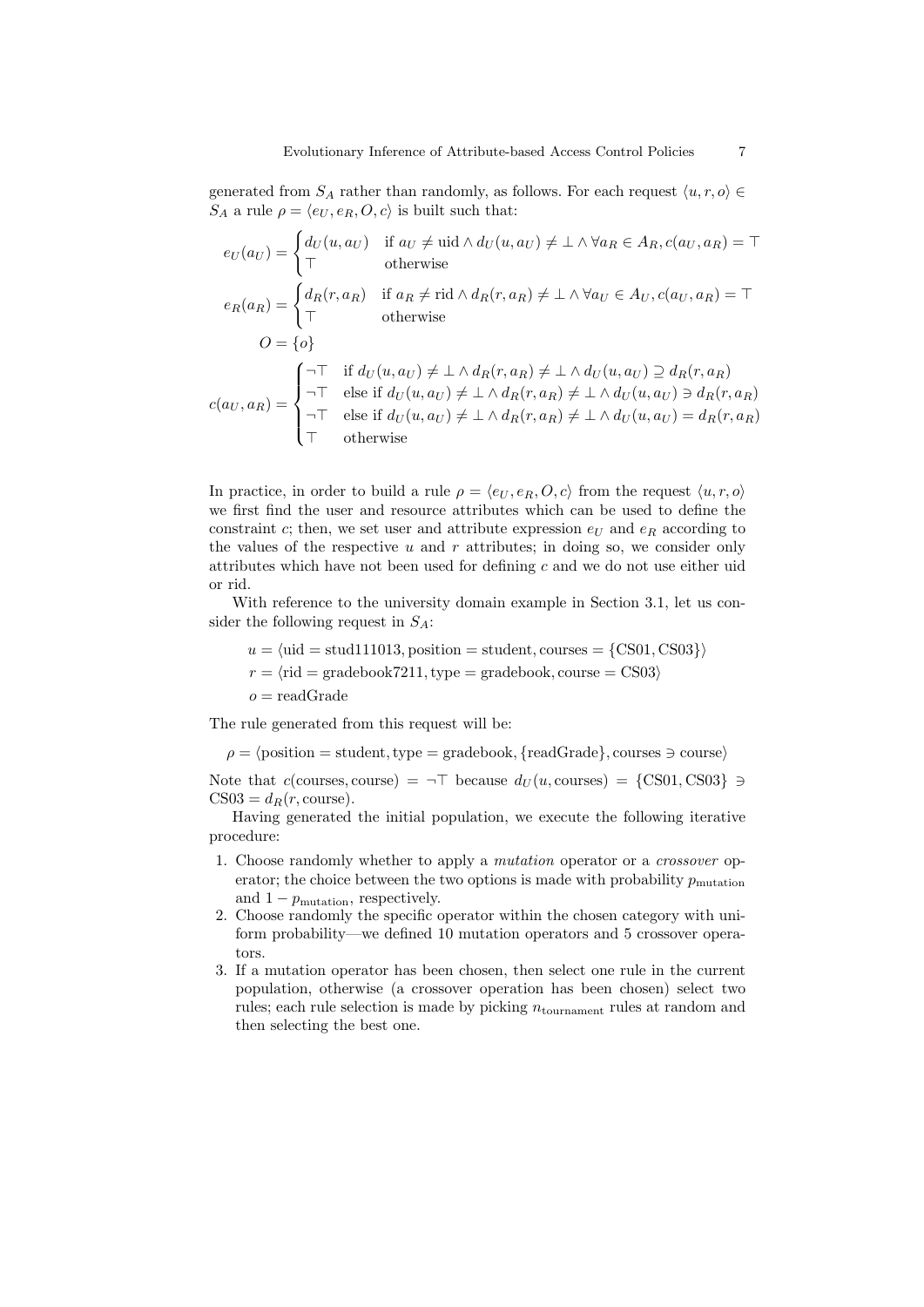generated from $S_A$ rather than randomly, as follows. For each request $\langle u, r, o \rangle \in S_A$ a rule $\rho = \langle e_U, e_R, O, c \rangle$ is built such that:

$$
\begin{aligned}
e_U(a_U) &= \begin{cases} d_U(u, a_U) & \text{if } a_U \neq \text{uid} \wedge d_U(u, a_U) \neq \bot \wedge \forall a_R \in A_R, c(a_U, a_R) = \top \\ \top & \text{otherwise} \end{cases} \\
e_R(a_R) &= \begin{cases} d_R(r, a_R) & \text{if } a_R \neq \text{rid} \wedge d_R(r, a_R) \neq \bot \wedge \forall a_U \in A_U, c(a_U, a_R) = \top \\ \top & \text{otherwise} \end{cases} \\
O &= \{o\} \\
c(a_U, a_R) &= \begin{cases} \neg\top & \text{if } d_U(u, a_U) \neq \bot \wedge d_R(r, a_R) \neq \bot \wedge d_U(u, a_U) \supseteq d_R(r, a_R) \\ \neg\top & \text{else if } d_U(u, a_U) \neq \bot \wedge d_R(r, a_R) \neq \bot \wedge d_U(u, a_U) \ni d_R(r, a_R) \\ \neg\top & \text{else if } d_U(u, a_U) \neq \bot \wedge d_R(r, a_R) \neq \bot \wedge d_U(u, a_U) = d_R(r, a_R) \\ \top & \text{otherwise} \end{cases}
\end{aligned}
$$

In practice, in order to build a rule $\rho = \langle e_U, e_R, O, c \rangle$ from the request $\langle u, r, o \rangle$ we first find the user and resource attributes which can be used to define the constraint $c$; then, we set user and attribute expression $e_U$ and $e_R$ according to the values of the respective $u$ and $r$ attributes; in doing so, we consider only attributes which have not been used for defining $c$ and we do not use either uid or rid.

With reference to the university domain example in Section 3.1, let us consider the following request in $S_A$:

$$
\begin{aligned}
u &= \langle \text{uid} = \text{stud111013}, \text{position} = \text{student}, \text{courses} = \{\text{CS01}, \text{CS03}\} \rangle \\
r &= \langle \text{rid} = \text{gradebook7211}, \text{type} = \text{gradebook}, \text{course} = \text{CS03} \rangle \\
o &= \text{readGrade}
\end{aligned}
$$

The rule generated from this request will be:

$$\rho = \langle \text{position} = \text{student}, \text{type} = \text{gradebook}, \{\text{readGrade}\}, \text{courses} \ni \text{course} \rangle$$

Note that $c(\text{courses}, \text{course}) = \neg\top$ because $d_U(u, \text{courses}) = \{\text{CS01}, \text{CS03}\} \ni \text{CS03} = d_R(r, \text{course})$.

Having generated the initial population, we execute the following iterative procedure:

1. Choose randomly whether to apply a *mutation* operator or a *crossover* operator; the choice between the two options is made with probability $p_{\text{mutation}}$ and $1 - p_{\text{mutation}}$, respectively.
2. Choose randomly the specific operator within the chosen category with uniform probability—we defined 10 mutation operators and 5 crossover operators.
3. If a mutation operator has been chosen, then select one rule in the current population, otherwise (a crossover operation has been chosen) select two rules; each rule selection is made by picking $n_{\text{tournament}}$ rules at random and then selecting the best one.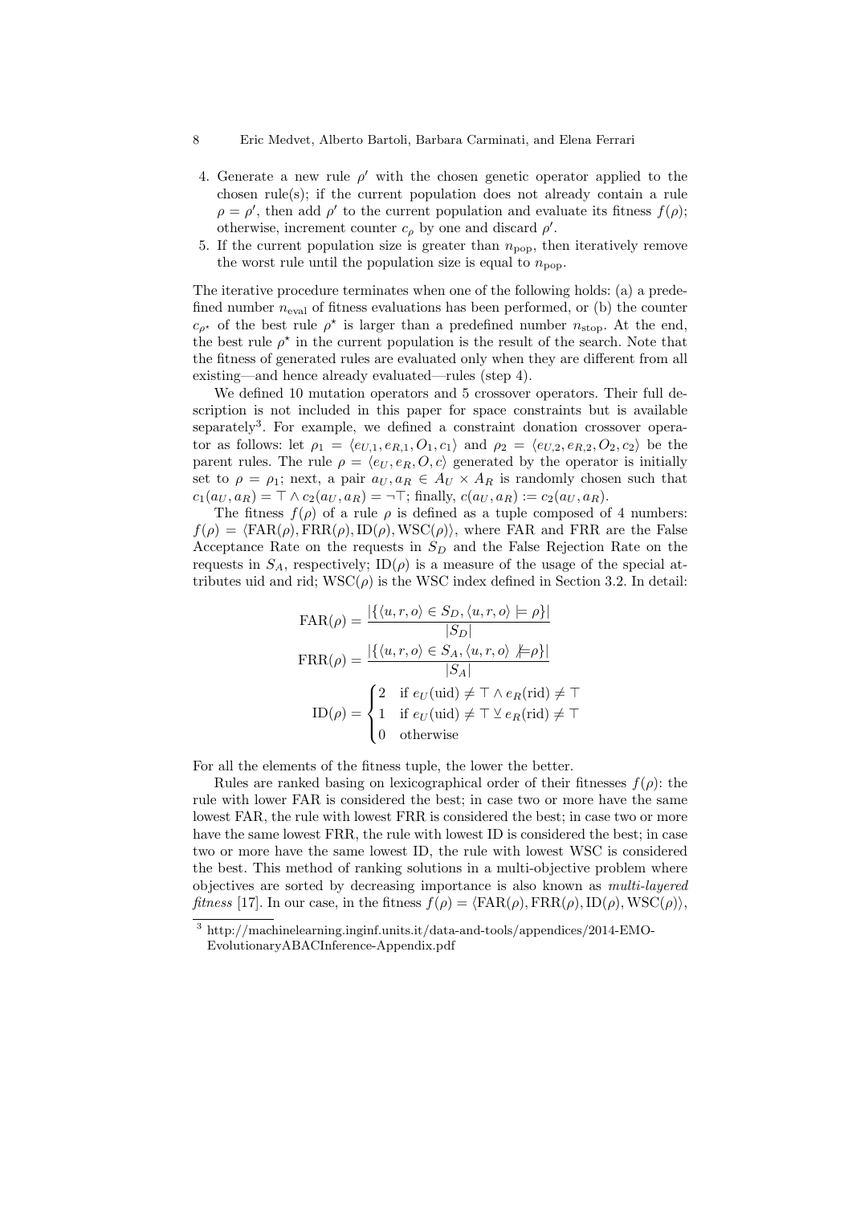4. Generate a new rule $\rho'$ with the chosen genetic operator applied to the chosen rule(s); if the current population does not already contain a rule $\rho = \rho'$, then add $\rho'$ to the current population and evaluate its fitness $f(\rho)$; otherwise, increment counter $c_\rho$ by one and discard $\rho'$.
5. If the current population size is greater than $n_{\text{pop}}$, then iteratively remove the worst rule until the population size is equal to $n_{\text{pop}}$.

The iterative procedure terminates when one of the following holds: (a) a predefined number $n_{\text{eval}}$ of fitness evaluations has been performed, or (b) the counter $c_{\rho^\star}$ of the best rule $\rho^\star$ is larger than a predefined number $n_{\text{stop}}$. At the end, the best rule $\rho^\star$ in the current population is the result of the search. Note that the fitness of generated rules are evaluated only when they are different from all existing—and hence already evaluated—rules (step 4).

We defined 10 mutation operators and 5 crossover operators. Their full description is not included in this paper for space constraints but is available separately[3]. For example, we defined a constraint donation crossover operator as follows: let $\rho_1 = \langle e_{U,1}, e_{R,1}, O_1, c_1 \rangle$ and $\rho_2 = \langle e_{U,2}, e_{R,2}, O_2, c_2 \rangle$ be the parent rules. The rule $\rho = \langle e_U, e_R, O, c \rangle$ generated by the operator is initially set to $\rho = \rho_1$; next, a pair $a_U, a_R \in A_U \times A_R$ is randomly chosen such that $c_1(a_U, a_R) = \top \wedge c_2(a_U, a_R) = \neg\top$; finally, $c(a_U, a_R) := c_2(a_U, a_R)$.

The fitness $f(\rho)$ of a rule $\rho$ is defined as a tuple composed of 4 numbers: $f(\rho) = \langle \text{FAR}(\rho), \text{FRR}(\rho), \text{ID}(\rho), \text{WSC}(\rho) \rangle$, where FAR and FRR are the False Acceptance Rate on the requests in $S_D$ and the False Rejection Rate on the requests in $S_A$, respectively; $\text{ID}(\rho)$ is a measure of the usage of the special attributes uid and rid; $\text{WSC}(\rho)$ is the WSC index defined in Section 3.2. In detail:

$$\text{FAR}(\rho) = \frac{|\{\langle u, r, o \rangle \in S_D, \langle u, r, o \rangle \models \rho\}|}{|S_D|}$$

$$\text{FRR}(\rho) = \frac{|\{\langle u, r, o \rangle \in S_A, \langle u, r, o \rangle \not\models \rho\}|}{|S_A|}$$

$$\text{ID}(\rho) = \begin{cases} 2 & \text{if } e_U(\text{uid}) \neq \top \wedge e_R(\text{rid}) \neq \top \\ 1 & \text{if } e_U(\text{uid}) \neq \top \veebar e_R(\text{rid}) \neq \top \\ 0 & \text{otherwise} \end{cases}$$

For all the elements of the fitness tuple, the lower the better.

Rules are ranked basing on lexicographical order of their fitnesses $f(\rho)$: the rule with lower FAR is considered the best; in case two or more have the same lowest FAR, the rule with lowest FRR is considered the best; in case two or more have the same lowest FRR, the rule with lowest ID is considered the best; in case two or more have the same lowest ID, the rule with lowest WSC is considered the best. This method of ranking solutions in a multi-objective problem where objectives are sorted by decreasing importance is also known as *multi-layered fitness* [17]. In our case, in the fitness $f(\rho) = \langle \text{FAR}(\rho), \text{FRR}(\rho), \text{ID}(\rho), \text{WSC}(\rho) \rangle$,

[3] http://machinelearning.inginf.units.it/data-and-tools/appendices/2014-EMO-EvolutionaryABACInference-Appendix.pdf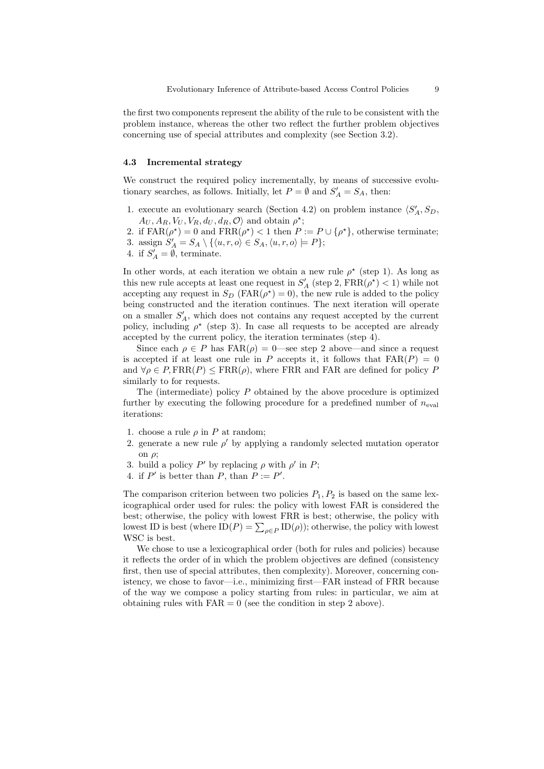the first two components represent the ability of the rule to be consistent with the problem instance, whereas the other two reflect the further problem objectives concerning use of special attributes and complexity (see Section 3.2).

### 4.3 Incremental strategy

We construct the required policy incrementally, by means of successive evolutionary searches, as follows. Initially, let $P = \emptyset$ and $S'_A = S_A$, then:

1. execute an evolutionary search (Section 4.2) on problem instance $\langle S'_A, S_D, A_U, A_R, V_U, V_R, d_U, d_R, \mathcal{O}\rangle$ and obtain $\rho^\star$;
2. if $\mathrm{FAR}(\rho^\star) = 0$ and $\mathrm{FRR}(\rho^\star) < 1$ then $P := P \cup \{\rho^\star\}$, otherwise terminate;
3. assign $S'_A = S_A \setminus \{\langle u, r, o\rangle \in S_A, \langle u, r, o\rangle \models P\}$;
4. if $S'_A = \emptyset$, terminate.

In other words, at each iteration we obtain a new rule $\rho^\star$ (step 1). As long as this new rule accepts at least one request in $S'_A$ (step 2, $\mathrm{FRR}(\rho^\star) < 1$) while not accepting any request in $S_D$ ($\mathrm{FAR}(\rho^\star) = 0$), the new rule is added to the policy being constructed and the iteration continues. The next iteration will operate on a smaller $S'_A$, which does not contains any request accepted by the current policy, including $\rho^\star$ (step 3). In case all requests to be accepted are already accepted by the current policy, the iteration terminates (step 4).

Since each $\rho \in P$ has $\mathrm{FAR}(\rho) = 0$—see step 2 above—and since a request is accepted if at least one rule in $P$ accepts it, it follows that $\mathrm{FAR}(P) = 0$ and $\forall \rho \in P, \mathrm{FRR}(P) \leq \mathrm{FRR}(\rho)$, where FRR and FAR are defined for policy $P$ similarly to for requests.

The (intermediate) policy $P$ obtained by the above procedure is optimized further by executing the following procedure for a predefined number of $n_{\mathrm{eval}}$ iterations:

1. choose a rule $\rho$ in $P$ at random;
2. generate a new rule $\rho'$ by applying a randomly selected mutation operator on $\rho$;
3. build a policy $P'$ by replacing $\rho$ with $\rho'$ in $P$;
4. if $P'$ is better than $P$, than $P := P'$.

The comparison criterion between two policies $P_1, P_2$ is based on the same lexicographical order used for rules: the policy with lowest FAR is considered the best; otherwise, the policy with lowest FRR is best; otherwise, the policy with lowest ID is best (where $\mathrm{ID}(P) = \sum_{\rho \in P} \mathrm{ID}(\rho)$); otherwise, the policy with lowest WSC is best.

We chose to use a lexicographical order (both for rules and policies) because it reflects the order of in which the problem objectives are defined (consistency first, then use of special attributes, then complexity). Moreover, concerning consistency, we chose to favor—i.e., minimizing first—FAR instead of FRR because of the way we compose a policy starting from rules: in particular, we aim at obtaining rules with $\mathrm{FAR} = 0$ (see the condition in step 2 above).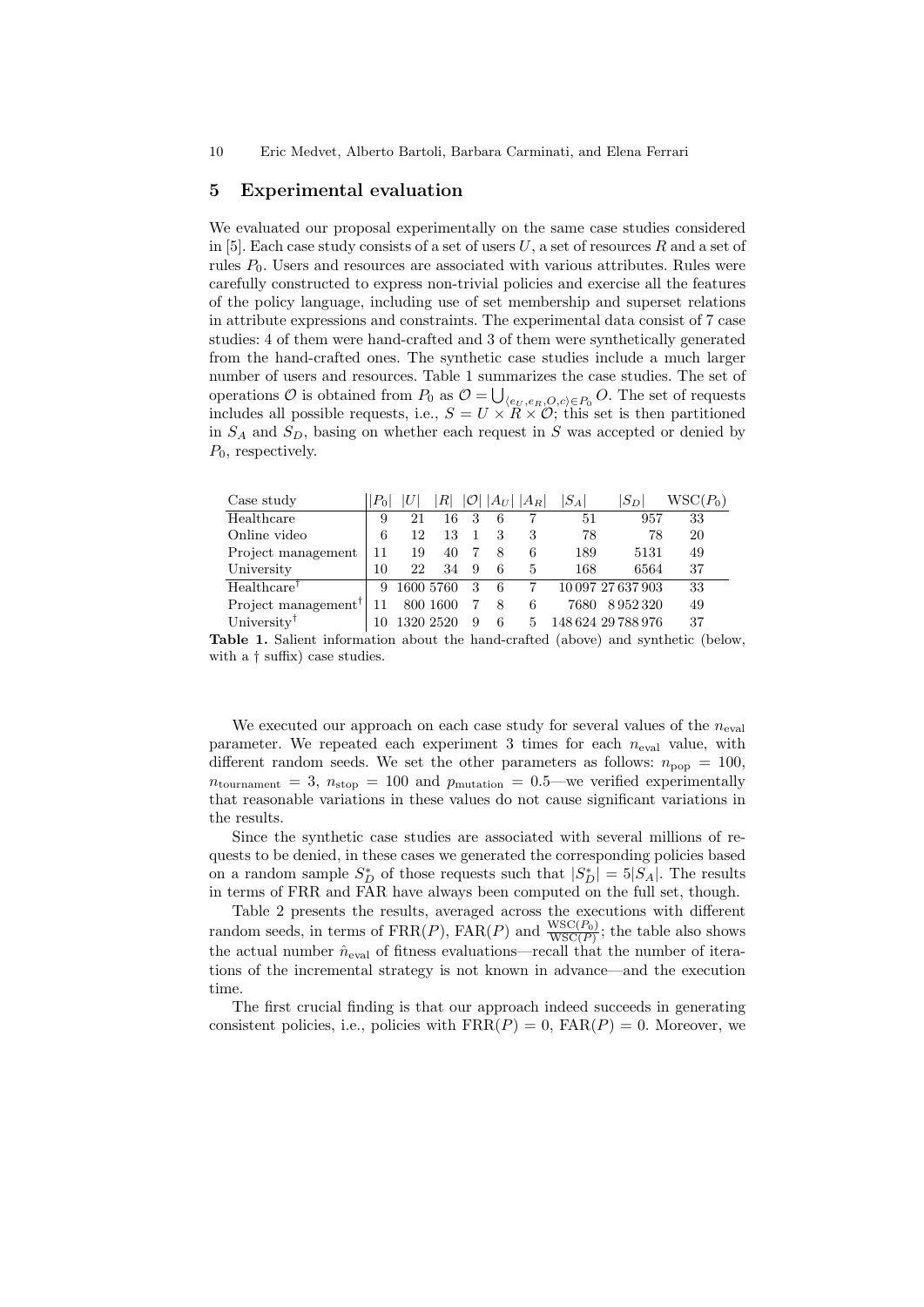## 5 Experimental evaluation

We evaluated our proposal experimentally on the same case studies considered in [5]. Each case study consists of a set of users $U$, a set of resources $R$ and a set of rules $P_0$. Users and resources are associated with various attributes. Rules were carefully constructed to express non-trivial policies and exercise all the features of the policy language, including use of set membership and superset relations in attribute expressions and constraints. The experimental data consist of 7 case studies: 4 of them were hand-crafted and 3 of them were synthetically generated from the hand-crafted ones. The synthetic case studies include a much larger number of users and resources. Table 1 summarizes the case studies. The set of operations $\mathcal{O}$ is obtained from $P_0$ as $\mathcal{O} = \bigcup_{\langle e_U, e_R, O, c \rangle \in P_0} O$. The set of requests includes all possible requests, i.e., $S = U \times R \times \mathcal{O}$; this set is then partitioned in $S_A$ and $S_D$, basing on whether each request in $S$ was accepted or denied by $P_0$, respectively.

| Case study | $\lvert P_0 \rvert$ | $\lvert U \rvert$ | $\lvert R \rvert$ | $\lvert \mathcal{O} \rvert$ | $\lvert A_U \rvert$ | $\lvert A_R \rvert$ | $\lvert S_A \rvert$ | $\lvert S_D \rvert$ | $\text{WSC}(P_0)$ |
|---|---|---|---|---|---|---|---|---|---|
| Healthcare | 9 | 21 | 16 | 3 | 6 | 7 | 51 | 957 | 33 |
| Online video | 6 | 12 | 13 | 1 | 3 | 3 | 78 | 78 | 20 |
| Project management | 11 | 19 | 40 | 7 | 8 | 6 | 189 | 5131 | 49 |
| University | 10 | 22 | 34 | 9 | 6 | 5 | 168 | 6564 | 37 |
| Healthcare† | 9 | 1600 | 5760 | 3 | 6 | 7 | 10 097 | 27 637 903 | 33 |
| Project management† | 11 | 800 | 1600 | 7 | 8 | 6 | 7680 | 8 952 320 | 49 |
| University† | 10 | 1320 | 2520 | 9 | 6 | 5 | 148 624 | 29 788 976 | 37 |

**Table 1.** Salient information about the hand-crafted (above) and synthetic (below, with a † suffix) case studies.

We executed our approach on each case study for several values of the $n_{\text{eval}}$ parameter. We repeated each experiment 3 times for each $n_{\text{eval}}$ value, with different random seeds. We set the other parameters as follows: $n_{\text{pop}} = 100$, $n_{\text{tournament}} = 3$, $n_{\text{stop}} = 100$ and $p_{\text{mutation}} = 0.5$—we verified experimentally that reasonable variations in these values do not cause significant variations in the results.

Since the synthetic case studies are associated with several millions of requests to be denied, in these cases we generated the corresponding policies based on a random sample $S_D^*$ of those requests such that $\lvert S_D^* \rvert = 5 \lvert S_A \rvert$. The results in terms of FRR and FAR have always been computed on the full set, though.

Table 2 presents the results, averaged across the executions with different random seeds, in terms of $\text{FRR}(P)$, $\text{FAR}(P)$ and $\frac{\text{WSC}(P_0)}{\text{WSC}(P)}$; the table also shows the actual number $\hat{n}_{\text{eval}}$ of fitness evaluations—recall that the number of iterations of the incremental strategy is not known in advance—and the execution time.

The first crucial finding is that our approach indeed succeeds in generating consistent policies, i.e., policies with $\text{FRR}(P) = 0$, $\text{FAR}(P) = 0$. Moreover, we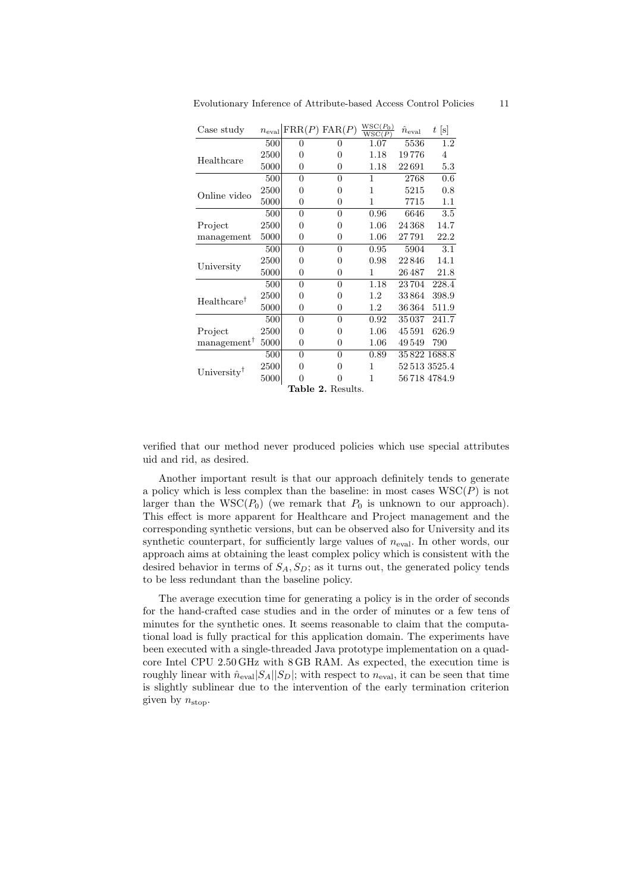| Case study | $n_{\text{eval}}$ | FRR($P$) | FAR($P$) | $\frac{\text{WSC}(P_0)}{\text{WSC}(P)}$ | $\hat{n}_{\text{eval}}$ | $t$ [s] |
|---|---|---|---|---|---|---|
| Healthcare | 500 | 0 | 0 | 1.07 | 5536 | 1.2 |
| | 2500 | 0 | 0 | 1.18 | 19776 | 4 |
| | 5000 | 0 | 0 | 1.18 | 22691 | 5.3 |
| Online video | 500 | 0 | 0 | 1 | 2768 | 0.6 |
| | 2500 | 0 | 0 | 1 | 5215 | 0.8 |
| | 5000 | 0 | 0 | 1 | 7715 | 1.1 |
| Project management | 500 | 0 | 0 | 0.96 | 6646 | 3.5 |
| | 2500 | 0 | 0 | 1.06 | 24368 | 14.7 |
| | 5000 | 0 | 0 | 1.06 | 27791 | 22.2 |
| University | 500 | 0 | 0 | 0.95 | 5904 | 3.1 |
| | 2500 | 0 | 0 | 0.98 | 22846 | 14.1 |
| | 5000 | 0 | 0 | 1 | 26487 | 21.8 |
| Healthcare† | 500 | 0 | 0 | 1.18 | 23704 | 228.4 |
| | 2500 | 0 | 0 | 1.2 | 33864 | 398.9 |
| | 5000 | 0 | 0 | 1.2 | 36364 | 511.9 |
| Project management† | 500 | 0 | 0 | 0.92 | 35037 | 241.7 |
| | 2500 | 0 | 0 | 1.06 | 45591 | 626.9 |
| | 5000 | 0 | 0 | 1.06 | 49549 | 790 |
| University† | 500 | 0 | 0 | 0.89 | 35822 | 1688.8 |
| | 2500 | 0 | 0 | 1 | 52513 | 3525.4 |
| | 5000 | 0 | 0 | 1 | 56718 | 4784.9 |

**Table 2.** Results.

verified that our method never produced policies which use special attributes uid and rid, as desired.

Another important result is that our approach definitely tends to generate a policy which is less complex than the baseline: in most cases WSC($P$) is not larger than the WSC($P_0$) (we remark that $P_0$ is unknown to our approach). This effect is more apparent for Healthcare and Project management and the corresponding synthetic versions, but can be observed also for University and its synthetic counterpart, for sufficiently large values of $n_{\text{eval}}$. In other words, our approach aims at obtaining the least complex policy which is consistent with the desired behavior in terms of $S_A, S_D$; as it turns out, the generated policy tends to be less redundant than the baseline policy.

The average execution time for generating a policy is in the order of seconds for the hand-crafted case studies and in the order of minutes or a few tens of minutes for the synthetic ones. It seems reasonable to claim that the computational load is fully practical for this application domain. The experiments have been executed with a single-threaded Java prototype implementation on a quad-core Intel CPU 2.50 GHz with 8 GB RAM. As expected, the execution time is roughly linear with $\hat{n}_{\text{eval}}|S_A||S_D|$; with respect to $n_{\text{eval}}$, it can be seen that time is slightly sublinear due to the intervention of the early termination criterion given by $n_{\text{stop}}$.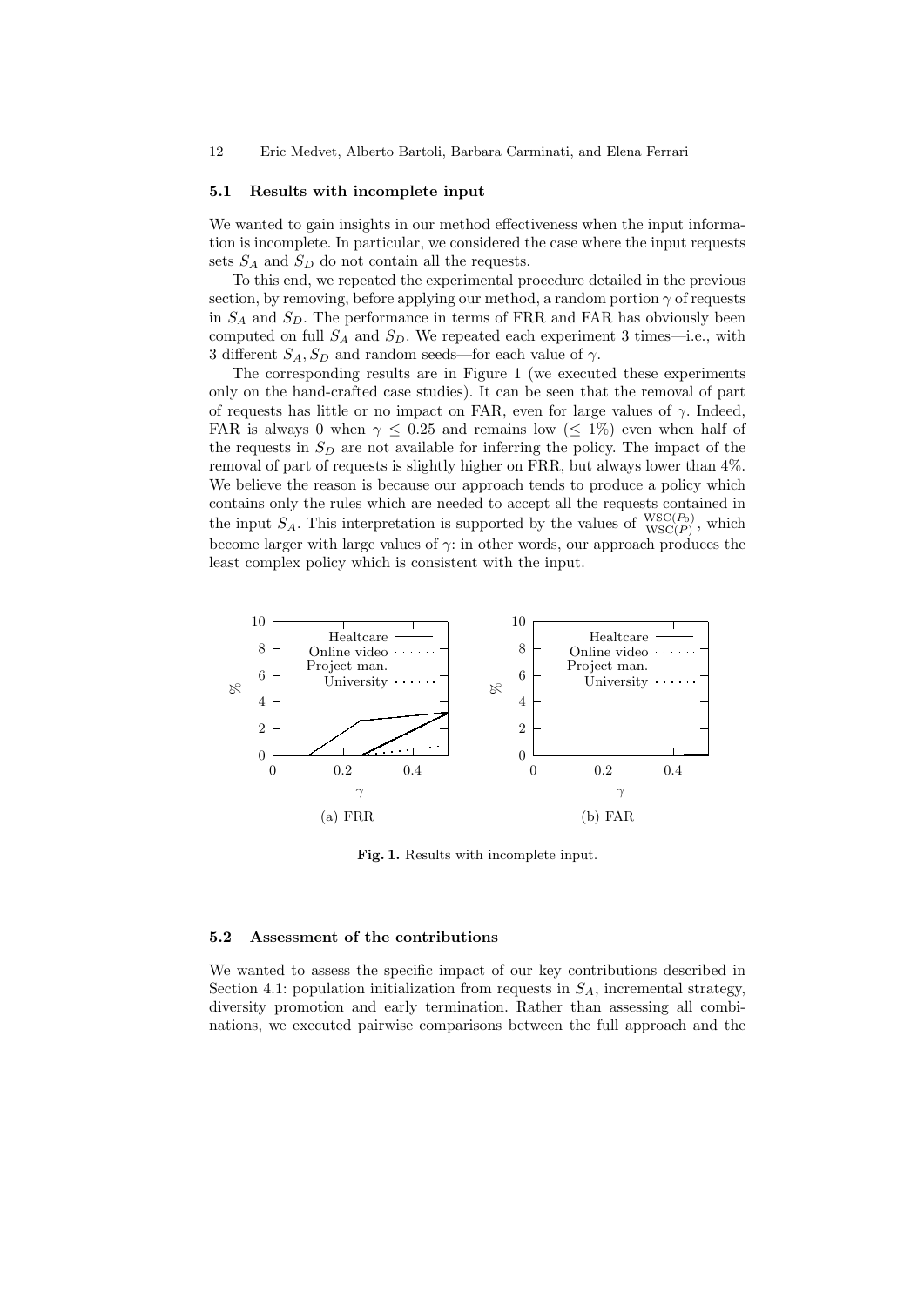### 5.1 Results with incomplete input

We wanted to gain insights in our method effectiveness when the input information is incomplete. In particular, we considered the case where the input requests sets $S_A$ and $S_D$ do not contain all the requests.

To this end, we repeated the experimental procedure detailed in the previous section, by removing, before applying our method, a random portion $\gamma$ of requests in $S_A$ and $S_D$. The performance in terms of FRR and FAR has obviously been computed on full $S_A$ and $S_D$. We repeated each experiment 3 times—i.e., with 3 different $S_A, S_D$ and random seeds—for each value of $\gamma$.

The corresponding results are in Figure 1 (we executed these experiments only on the hand-crafted case studies). It can be seen that the removal of part of requests has little or no impact on FAR, even for large values of $\gamma$. Indeed, FAR is always 0 when $\gamma \leq 0.25$ and remains low ($\leq 1\%$) even when half of the requests in $S_D$ are not available for inferring the policy. The impact of the removal of part of requests is slightly higher on FRR, but always lower than 4%. We believe the reason is because our approach tends to produce a policy which contains only the rules which are needed to accept all the requests contained in the input $S_A$. This interpretation is supported by the values of $\frac{\text{WSC}(P_0)}{\text{WSC}(P)}$, which become larger with large values of $\gamma$: in other words, our approach produces the least complex policy which is consistent with the input.

(a) FRR

(b) FAR

**Fig. 1.** Results with incomplete input.

### 5.2 Assessment of the contributions

We wanted to assess the specific impact of our key contributions described in Section 4.1: population initialization from requests in $S_A$, incremental strategy, diversity promotion and early termination. Rather than assessing all combinations, we executed pairwise comparisons between the full approach and the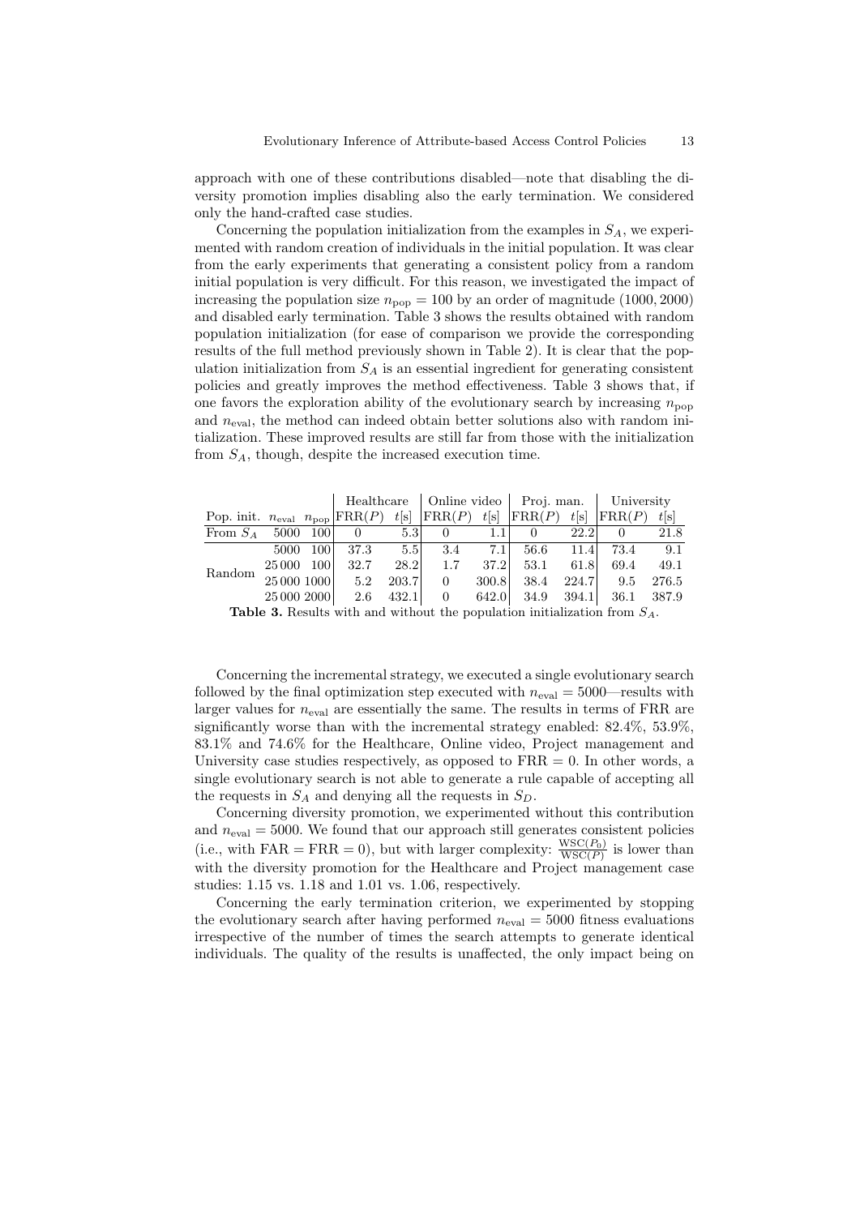approach with one of these contributions disabled—note that disabling the diversity promotion implies disabling also the early termination. We considered only the hand-crafted case studies.

Concerning the population initialization from the examples in $S_A$, we experimented with random creation of individuals in the initial population. It was clear from the early experiments that generating a consistent policy from a random initial population is very difficult. For this reason, we investigated the impact of increasing the population size $n_{\text{pop}} = 100$ by an order of magnitude $(1000, 2000)$ and disabled early termination. Table 3 shows the results obtained with random population initialization (for ease of comparison we provide the corresponding results of the full method previously shown in Table 2). It is clear that the population initialization from $S_A$ is an essential ingredient for generating consistent policies and greatly improves the method effectiveness. Table 3 shows that, if one favors the exploration ability of the evolutionary search by increasing $n_{\text{pop}}$ and $n_{\text{eval}}$, the method can indeed obtain better solutions also with random initialization. These improved results are still far from those with the initialization from $S_A$, though, despite the increased execution time.

| | | | Healthcare | | Online video | | Proj. man. | | University | |
|---|---|---|---|---|---|---|---|---|---|---|
| Pop. init. | $n_{\text{eval}}$ | $n_{\text{pop}}$ | FRR($P$) | $t$[s] | FRR($P$) | $t$[s] | FRR($P$) | $t$[s] | FRR($P$) | $t$[s] |
| From $S_A$ | 5000 | 100 | 0 | 5.3 | 0 | 1.1 | 0 | 22.2 | 0 | 21.8 |
| Random | 5000 | 100 | 37.3 | 5.5 | 3.4 | 7.1 | 56.6 | 11.4 | 73.4 | 9.1 |
| | 25 000 | 100 | 32.7 | 28.2 | 1.7 | 37.2 | 53.1 | 61.8 | 69.4 | 49.1 |
| | 25 000 | 1000 | 5.2 | 203.7 | 0 | 300.8 | 38.4 | 224.7 | 9.5 | 276.5 |
| | 25 000 | 2000 | 2.6 | 432.1 | 0 | 642.0 | 34.9 | 394.1 | 36.1 | 387.9 |

**Table 3.** Results with and without the population initialization from $S_A$.

Concerning the incremental strategy, we executed a single evolutionary search followed by the final optimization step executed with $n_{\text{eval}} = 5000$—results with larger values for $n_{\text{eval}}$ are essentially the same. The results in terms of FRR are significantly worse than with the incremental strategy enabled: 82.4%, 53.9%, 83.1% and 74.6% for the Healthcare, Online video, Project management and University case studies respectively, as opposed to FRR = 0. In other words, a single evolutionary search is not able to generate a rule capable of accepting all the requests in $S_A$ and denying all the requests in $S_D$.

Concerning diversity promotion, we experimented without this contribution and $n_{\text{eval}} = 5000$. We found that our approach still generates consistent policies (i.e., with FAR = FRR = 0), but with larger complexity: $\frac{\text{WSC}(P_0)}{\text{WSC}(P)}$ is lower than with the diversity promotion for the Healthcare and Project management case studies: 1.15 vs. 1.18 and 1.01 vs. 1.06, respectively.

Concerning the early termination criterion, we experimented by stopping the evolutionary search after having performed $n_{\text{eval}} = 5000$ fitness evaluations irrespective of the number of times the search attempts to generate identical individuals. The quality of the results is unaffected, the only impact being on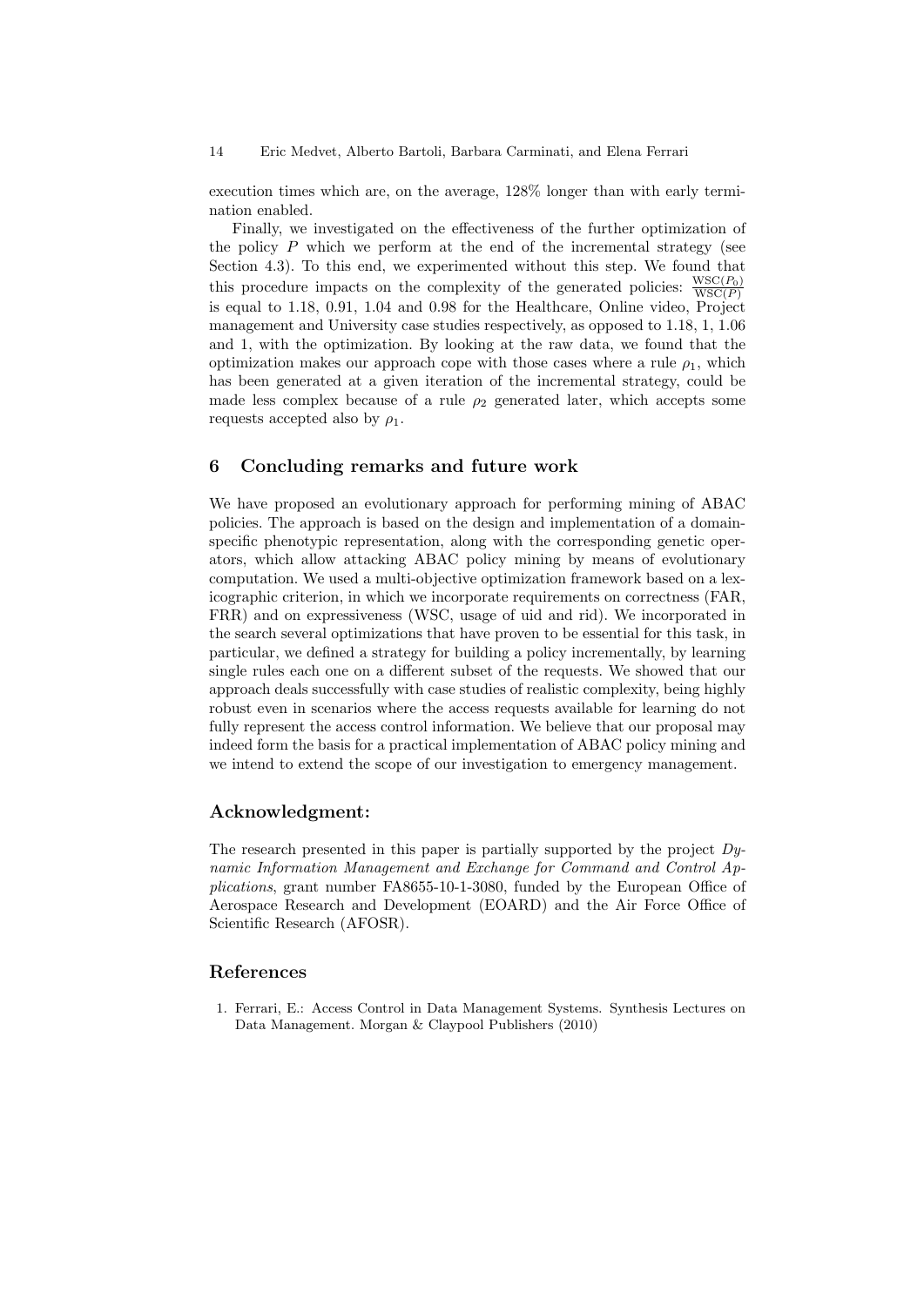execution times which are, on the average, 128% longer than with early termination enabled.

Finally, we investigated on the effectiveness of the further optimization of the policy $P$ which we perform at the end of the incremental strategy (see Section 4.3). To this end, we experimented without this step. We found that this procedure impacts on the complexity of the generated policies: $\frac{\text{WSC}(P_0)}{\text{WSC}(P)}$ is equal to 1.18, 0.91, 1.04 and 0.98 for the Healthcare, Online video, Project management and University case studies respectively, as opposed to 1.18, 1, 1.06 and 1, with the optimization. By looking at the raw data, we found that the optimization makes our approach cope with those cases where a rule $\rho_1$, which has been generated at a given iteration of the incremental strategy, could be made less complex because of a rule $\rho_2$ generated later, which accepts some requests accepted also by $\rho_1$.

## 6 Concluding remarks and future work

We have proposed an evolutionary approach for performing mining of ABAC policies. The approach is based on the design and implementation of a domain-specific phenotypic representation, along with the corresponding genetic operators, which allow attacking ABAC policy mining by means of evolutionary computation. We used a multi-objective optimization framework based on a lexicographic criterion, in which we incorporate requirements on correctness (FAR, FRR) and on expressiveness (WSC, usage of uid and rid). We incorporated in the search several optimizations that have proven to be essential for this task, in particular, we defined a strategy for building a policy incrementally, by learning single rules each one on a different subset of the requests. We showed that our approach deals successfully with case studies of realistic complexity, being highly robust even in scenarios where the access requests available for learning do not fully represent the access control information. We believe that our proposal may indeed form the basis for a practical implementation of ABAC policy mining and we intend to extend the scope of our investigation to emergency management.

## Acknowledgment:

The research presented in this paper is partially supported by the project *Dynamic Information Management and Exchange for Command and Control Applications*, grant number FA8655-10-1-3080, funded by the European Office of Aerospace Research and Development (EOARD) and the Air Force Office of Scientific Research (AFOSR).

## References

1. Ferrari, E.: Access Control in Data Management Systems. Synthesis Lectures on Data Management. Morgan & Claypool Publishers (2010)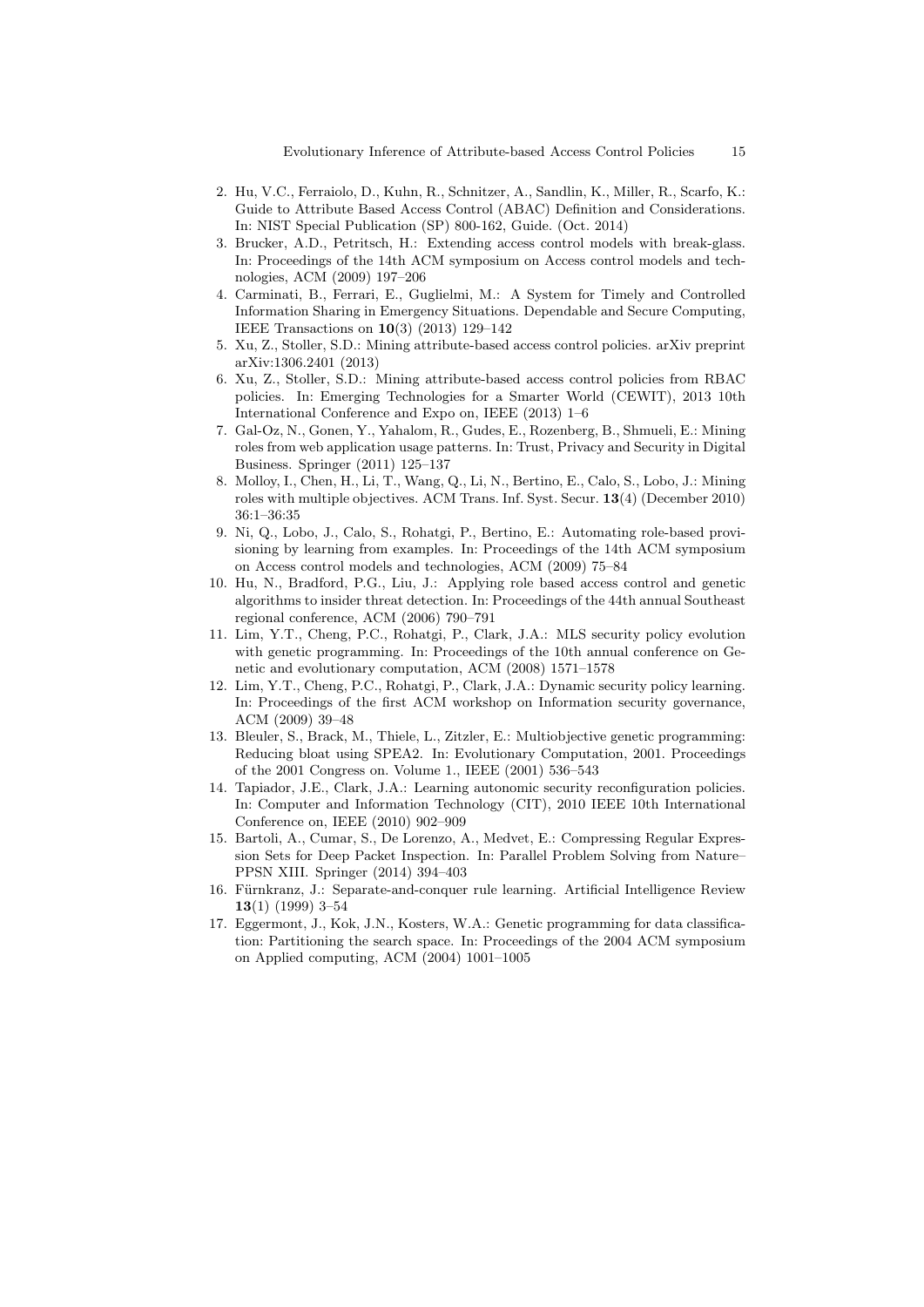2. Hu, V.C., Ferraiolo, D., Kuhn, R., Schnitzer, A., Sandlin, K., Miller, R., Scarfo, K.: Guide to Attribute Based Access Control (ABAC) Definition and Considerations. In: NIST Special Publication (SP) 800-162, Guide. (Oct. 2014)
3. Brucker, A.D., Petritsch, H.: Extending access control models with break-glass. In: Proceedings of the 14th ACM symposium on Access control models and technologies, ACM (2009) 197–206
4. Carminati, B., Ferrari, E., Guglielmi, M.: A System for Timely and Controlled Information Sharing in Emergency Situations. Dependable and Secure Computing, IEEE Transactions on **10**(3) (2013) 129–142
5. Xu, Z., Stoller, S.D.: Mining attribute-based access control policies. arXiv preprint arXiv:1306.2401 (2013)
6. Xu, Z., Stoller, S.D.: Mining attribute-based access control policies from RBAC policies. In: Emerging Technologies for a Smarter World (CEWIT), 2013 10th International Conference and Expo on, IEEE (2013) 1–6
7. Gal-Oz, N., Gonen, Y., Yahalom, R., Gudes, E., Rozenberg, B., Shmueli, E.: Mining roles from web application usage patterns. In: Trust, Privacy and Security in Digital Business. Springer (2011) 125–137
8. Molloy, I., Chen, H., Li, T., Wang, Q., Li, N., Bertino, E., Calo, S., Lobo, J.: Mining roles with multiple objectives. ACM Trans. Inf. Syst. Secur. **13**(4) (December 2010) 36:1–36:35
9. Ni, Q., Lobo, J., Calo, S., Rohatgi, P., Bertino, E.: Automating role-based provisioning by learning from examples. In: Proceedings of the 14th ACM symposium on Access control models and technologies, ACM (2009) 75–84
10. Hu, N., Bradford, P.G., Liu, J.: Applying role based access control and genetic algorithms to insider threat detection. In: Proceedings of the 44th annual Southeast regional conference, ACM (2006) 790–791
11. Lim, Y.T., Cheng, P.C., Rohatgi, P., Clark, J.A.: MLS security policy evolution with genetic programming. In: Proceedings of the 10th annual conference on Genetic and evolutionary computation, ACM (2008) 1571–1578
12. Lim, Y.T., Cheng, P.C., Rohatgi, P., Clark, J.A.: Dynamic security policy learning. In: Proceedings of the first ACM workshop on Information security governance, ACM (2009) 39–48
13. Bleuler, S., Brack, M., Thiele, L., Zitzler, E.: Multiobjective genetic programming: Reducing bloat using SPEA2. In: Evolutionary Computation, 2001. Proceedings of the 2001 Congress on. Volume 1., IEEE (2001) 536–543
14. Tapiador, J.E., Clark, J.A.: Learning autonomic security reconfiguration policies. In: Computer and Information Technology (CIT), 2010 IEEE 10th International Conference on, IEEE (2010) 902–909
15. Bartoli, A., Cumar, S., De Lorenzo, A., Medvet, E.: Compressing Regular Expression Sets for Deep Packet Inspection. In: Parallel Problem Solving from Nature–PPSN XIII. Springer (2014) 394–403
16. Fürnkranz, J.: Separate-and-conquer rule learning. Artificial Intelligence Review **13**(1) (1999) 3–54
17. Eggermont, J., Kok, J.N., Kosters, W.A.: Genetic programming for data classification: Partitioning the search space. In: Proceedings of the 2004 ACM symposium on Applied computing, ACM (2004) 1001–1005